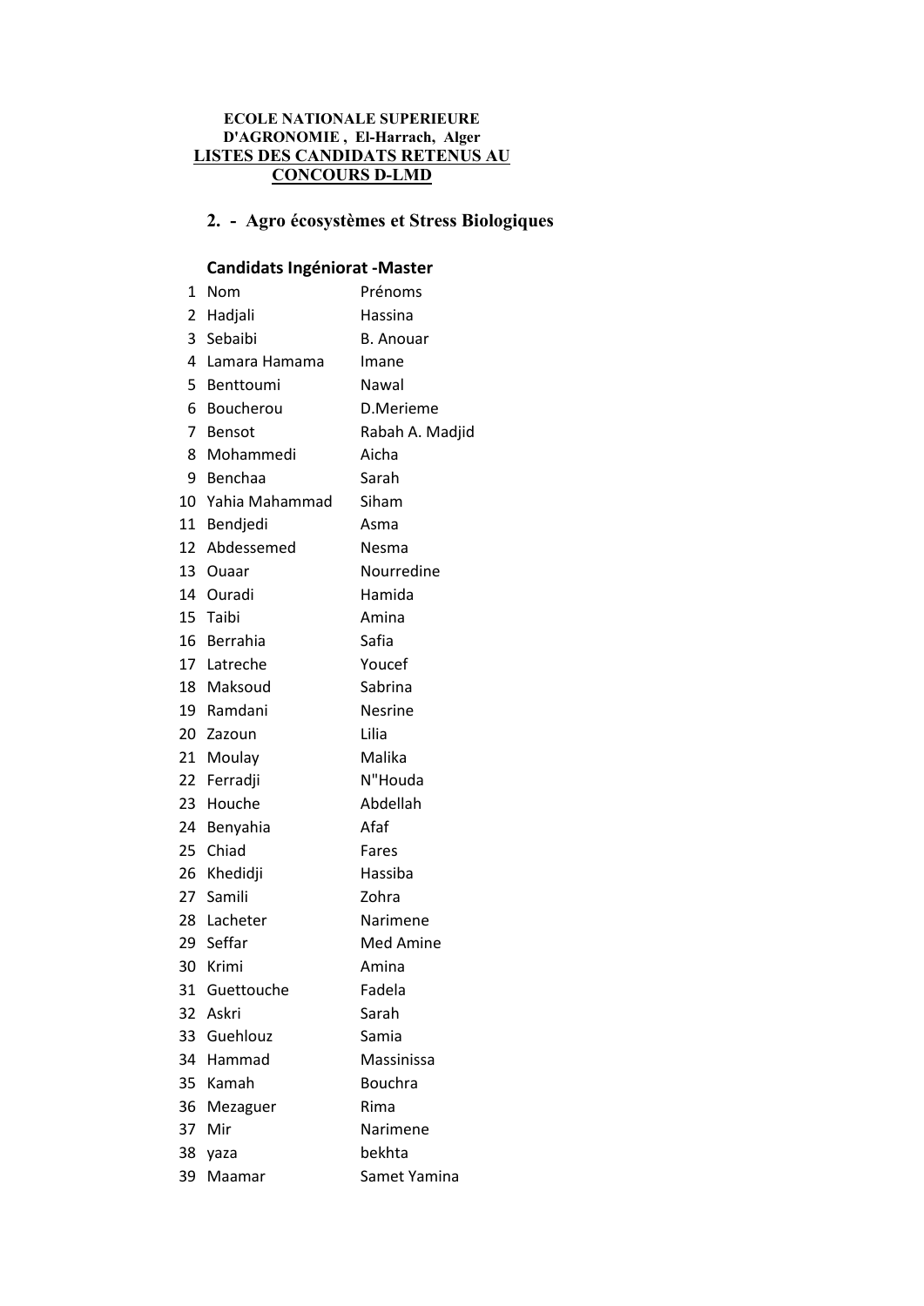**ECOLE NATIONALE SUPERIEURE D'AGRONOMIE , El-Harrach, Alger**

**LISTES DES CANDIDATS RETENUS AU CONCOURS D-LMD**

## 2. - Agro écosystèmes et Stress Biologiques

### Candidats Ingéniorat -Master

| 1 | Nom | Prénoms |
|---|---|---|
| 2 | Hadjali | Hassina |
| 3 | Sebaibi | B. Anouar |
| 4 | Lamara Hamama | Imane |
| 5 | Benttoumi | Nawal |
| 6 | Boucherou | D.Merieme |
| 7 | Bensot | Rabah A. Madjid |
| 8 | Mohammedi | Aicha |
| 9 | Benchaa | Sarah |
| 10 | Yahia Mahammad | Siham |
| 11 | Bendjedi | Asma |
| 12 | Abdessemed | Nesma |
| 13 | Ouaar | Nourredine |
| 14 | Ouradi | Hamida |
| 15 | Taibi | Amina |
| 16 | Berrahia | Safia |
| 17 | Latreche | Youcef |
| 18 | Maksoud | Sabrina |
| 19 | Ramdani | Nesrine |
| 20 | Zazoun | Lilia |
| 21 | Moulay | Malika |
| 22 | Ferradji | N"Houda |
| 23 | Houche | Abdellah |
| 24 | Benyahia | Afaf |
| 25 | Chiad | Fares |
| 26 | Khedidji | Hassiba |
| 27 | Samili | Zohra |
| 28 | Lacheter | Narimene |
| 29 | Seffar | Med Amine |
| 30 | Krimi | Amina |
| 31 | Guettouche | Fadela |
| 32 | Askri | Sarah |
| 33 | Guehlouz | Samia |
| 34 | Hammad | Massinissa |
| 35 | Kamah | Bouchra |
| 36 | Mezaguer | Rima |
| 37 | Mir | Narimene |
| 38 | yaza | bekhta |
| 39 | Maamar | Samet Yamina |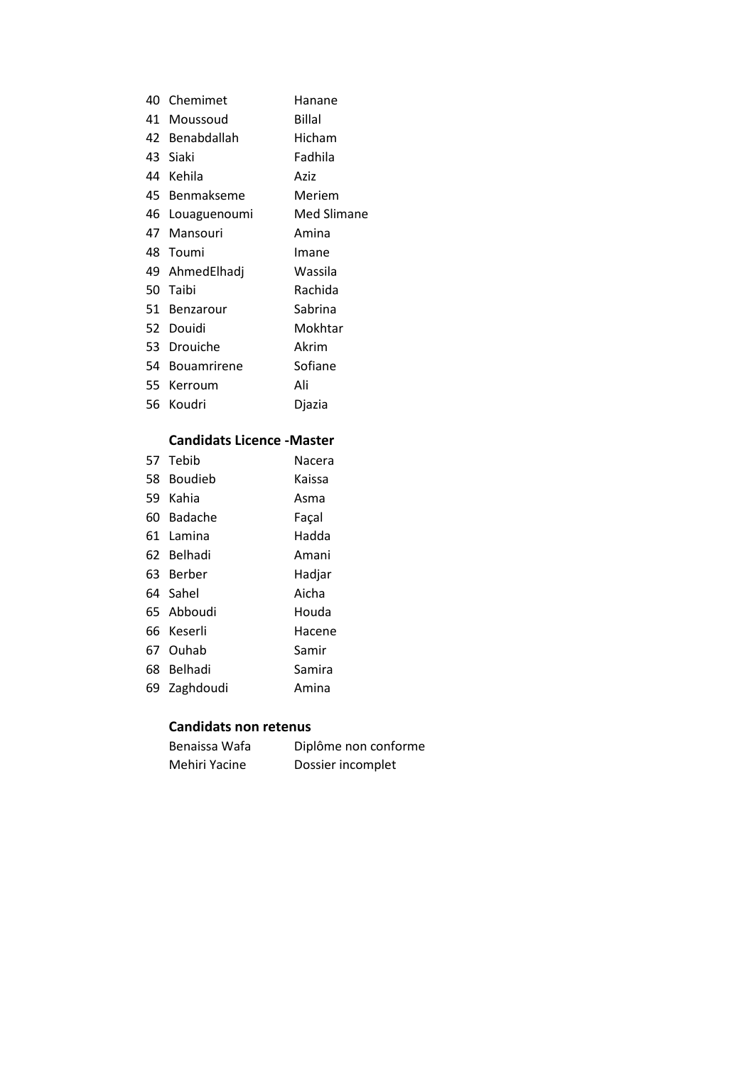| | | |
|---|---|---|
| 40 | Chemimet | Hanane |
| 41 | Moussoud | Billal |
| 42 | Benabdallah | Hicham |
| 43 | Siaki | Fadhila |
| 44 | Kehila | Aziz |
| 45 | Benmakseme | Meriem |
| 46 | Louaguenoumi | Med Slimane |
| 47 | Mansouri | Amina |
| 48 | Toumi | Imane |
| 49 | AhmedElhadj | Wassila |
| 50 | Taibi | Rachida |
| 51 | Benzarour | Sabrina |
| 52 | Douidi | Mokhtar |
| 53 | Drouiche | Akrim |
| 54 | Bouamrirene | Sofiane |
| 55 | Kerroum | Ali |
| 56 | Koudri | Djazia |

**Candidats Licence -Master**

| | | |
|---|---|---|
| 57 | Tebib | Nacera |
| 58 | Boudieb | Kaissa |
| 59 | Kahia | Asma |
| 60 | Badache | Façal |
| 61 | Lamina | Hadda |
| 62 | Belhadi | Amani |
| 63 | Berber | Hadjar |
| 64 | Sahel | Aicha |
| 65 | Abboudi | Houda |
| 66 | Keserli | Hacene |
| 67 | Ouhab | Samir |
| 68 | Belhadi | Samira |
| 69 | Zaghdoudi | Amina |

**Candidats non retenus**

| | |
|---|---|
| Benaissa Wafa | Diplôme non conforme |
| Mehiri Yacine | Dossier incomplet |